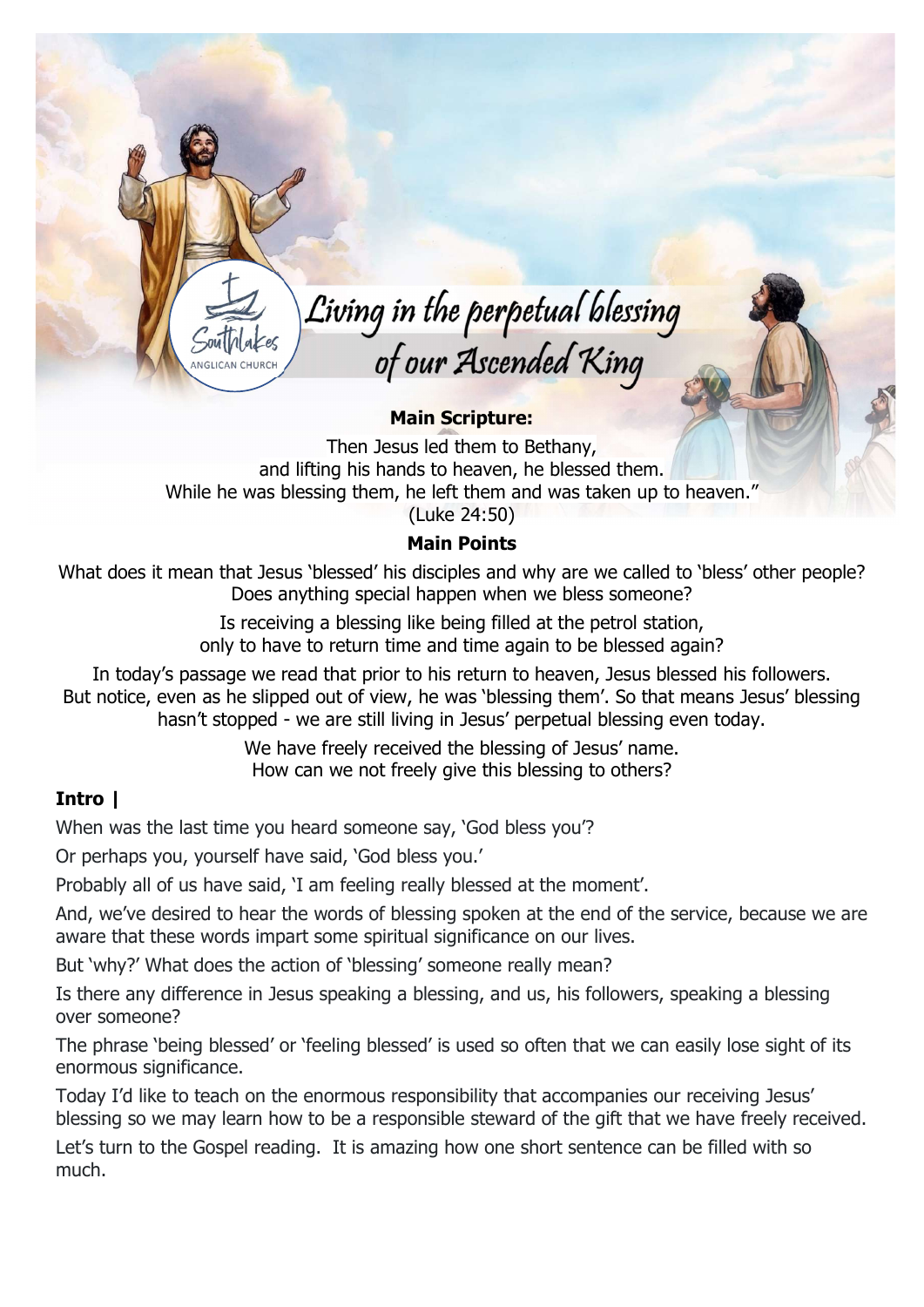# Living in the perpetual blessing of our Ascended King

**Main Scripture:**

Then Jesus led them to Bethany,
and lifting his hands to heaven, he blessed them.
While he was blessing them, he left them and was taken up to heaven."
(Luke 24:50)

**Main Points**

What does it mean that Jesus 'blessed' his disciples and why are we called to 'bless' other people? Does anything special happen when we bless someone?

Is receiving a blessing like being filled at the petrol station,
only to have to return time and time again to be blessed again?

In today's passage we read that prior to his return to heaven, Jesus blessed his followers. But notice, even as he slipped out of view, he was 'blessing them'. So that means Jesus' blessing hasn't stopped - we are still living in Jesus' perpetual blessing even today.

We have freely received the blessing of Jesus' name.
How can we not freely give this blessing to others?

## Intro |

When was the last time you heard someone say, 'God bless you'?

Or perhaps you, yourself have said, 'God bless you.'

Probably all of us have said, 'I am feeling really blessed at the moment'.

And, we've desired to hear the words of blessing spoken at the end of the service, because we are aware that these words impart some spiritual significance on our lives.

But 'why?' What does the action of 'blessing' someone really mean?

Is there any difference in Jesus speaking a blessing, and us, his followers, speaking a blessing over someone?

The phrase 'being blessed' or 'feeling blessed' is used so often that we can easily lose sight of its enormous significance.

Today I'd like to teach on the enormous responsibility that accompanies our receiving Jesus' blessing so we may learn how to be a responsible steward of the gift that we have freely received.

Let's turn to the Gospel reading. It is amazing how one short sentence can be filled with so much.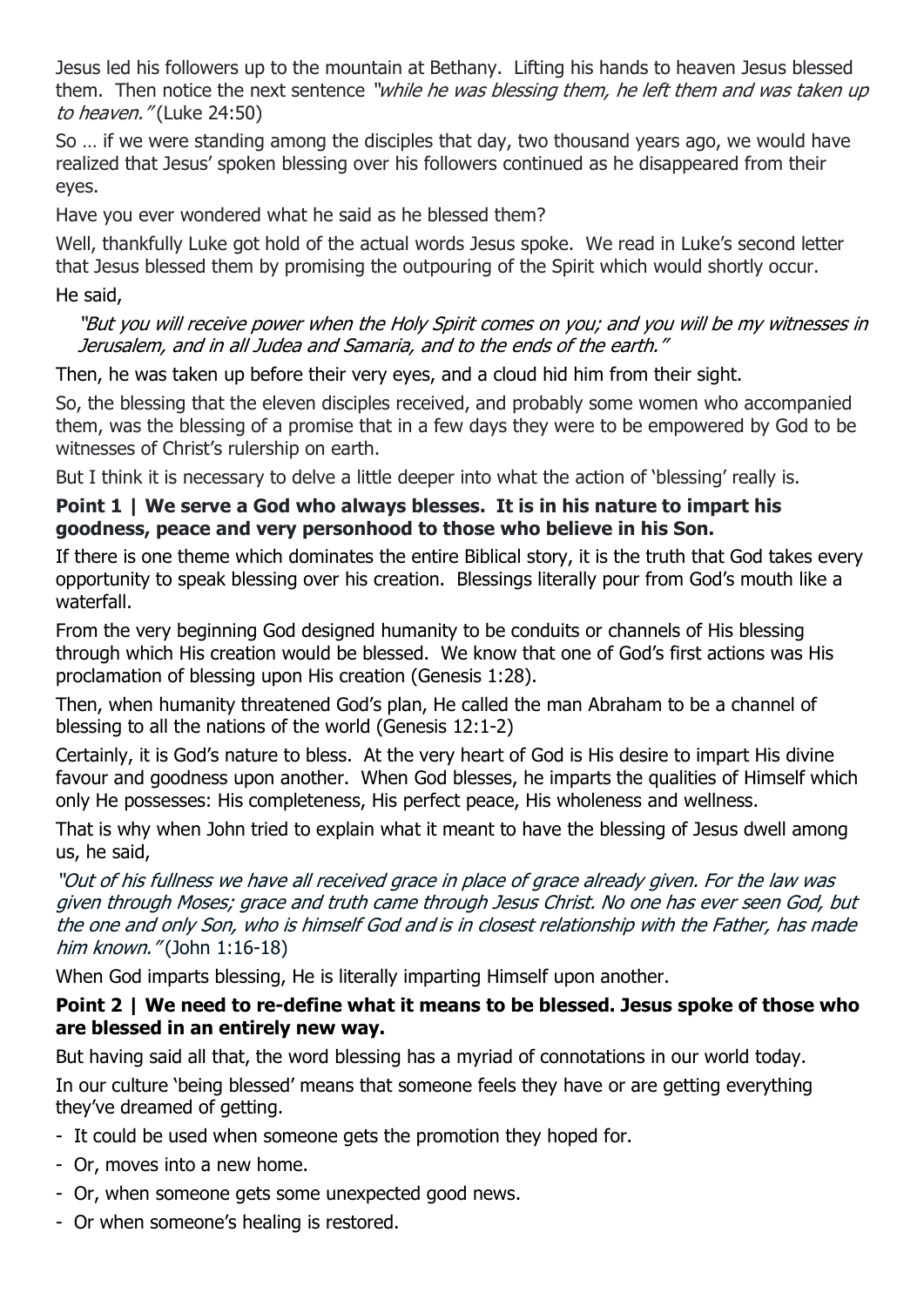Jesus led his followers up to the mountain at Bethany. Lifting his hands to heaven Jesus blessed them. Then notice the next sentence *"while he was blessing them, he left them and was taken up to heaven."* (Luke 24:50)

So … if we were standing among the disciples that day, two thousand years ago, we would have realized that Jesus' spoken blessing over his followers continued as he disappeared from their eyes.

Have you ever wondered what he said as he blessed them?

Well, thankfully Luke got hold of the actual words Jesus spoke. We read in Luke's second letter that Jesus blessed them by promising the outpouring of the Spirit which would shortly occur.

He said,

> *"But you will receive power when the Holy Spirit comes on you; and you will be my witnesses in Jerusalem, and in all Judea and Samaria, and to the ends of the earth."*

Then, he was taken up before their very eyes, and a cloud hid him from their sight.

So, the blessing that the eleven disciples received, and probably some women who accompanied them, was the blessing of a promise that in a few days they were to be empowered by God to be witnesses of Christ's rulership on earth.

But I think it is necessary to delve a little deeper into what the action of 'blessing' really is.

**Point 1 | We serve a God who always blesses. It is in his nature to impart his goodness, peace and very personhood to those who believe in his Son.**

If there is one theme which dominates the entire Biblical story, it is the truth that God takes every opportunity to speak blessing over his creation. Blessings literally pour from God's mouth like a waterfall.

From the very beginning God designed humanity to be conduits or channels of His blessing through which His creation would be blessed. We know that one of God's first actions was His proclamation of blessing upon His creation (Genesis 1:28).

Then, when humanity threatened God's plan, He called the man Abraham to be a channel of blessing to all the nations of the world (Genesis 12:1-2)

Certainly, it is God's nature to bless. At the very heart of God is His desire to impart His divine favour and goodness upon another. When God blesses, he imparts the qualities of Himself which only He possesses: His completeness, His perfect peace, His wholeness and wellness.

That is why when John tried to explain what it meant to have the blessing of Jesus dwell among us, he said,

*"Out of his fullness we have all received grace in place of grace already given. For the law was given through Moses; grace and truth came through Jesus Christ. No one has ever seen God, but the one and only Son, who is himself God and is in closest relationship with the Father, has made him known."* (John 1:16-18)

When God imparts blessing, He is literally imparting Himself upon another.

**Point 2 | We need to re-define what it means to be blessed. Jesus spoke of those who are blessed in an entirely new way.**

But having said all that, the word blessing has a myriad of connotations in our world today.

In our culture 'being blessed' means that someone feels they have or are getting everything they've dreamed of getting.

- It could be used when someone gets the promotion they hoped for.
- Or, moves into a new home.
- Or, when someone gets some unexpected good news.
- Or when someone's healing is restored.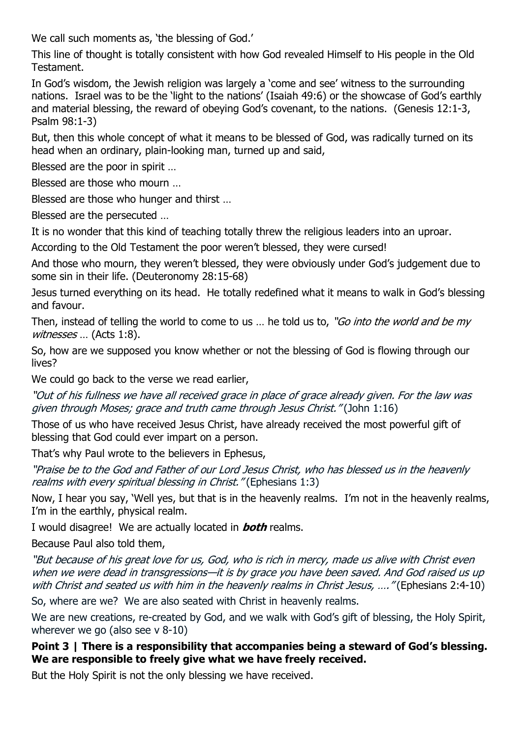We call such moments as, 'the blessing of God.'

This line of thought is totally consistent with how God revealed Himself to His people in the Old Testament.

In God's wisdom, the Jewish religion was largely a 'come and see' witness to the surrounding nations. Israel was to be the 'light to the nations' (Isaiah 49:6) or the showcase of God's earthly and material blessing, the reward of obeying God's covenant, to the nations. (Genesis 12:1-3, Psalm 98:1-3)

But, then this whole concept of what it means to be blessed of God, was radically turned on its head when an ordinary, plain-looking man, turned up and said,

Blessed are the poor in spirit …

Blessed are those who mourn …

Blessed are those who hunger and thirst …

Blessed are the persecuted …

It is no wonder that this kind of teaching totally threw the religious leaders into an uproar.

According to the Old Testament the poor weren't blessed, they were cursed!

And those who mourn, they weren't blessed, they were obviously under God's judgement due to some sin in their life. (Deuteronomy 28:15-68)

Jesus turned everything on its head. He totally redefined what it means to walk in God's blessing and favour.

Then, instead of telling the world to come to us … he told us to, *"Go into the world and be my witnesses …* (Acts 1:8).

So, how are we supposed you know whether or not the blessing of God is flowing through our lives?

We could go back to the verse we read earlier,

*"Out of his fullness we have all received grace in place of grace already given. For the law was given through Moses; grace and truth came through Jesus Christ."* (John 1:16)

Those of us who have received Jesus Christ, have already received the most powerful gift of blessing that God could ever impart on a person.

That's why Paul wrote to the believers in Ephesus,

*"Praise be to the God and Father of our Lord Jesus Christ, who has blessed us in the heavenly realms with every spiritual blessing in Christ."* (Ephesians 1:3)

Now, I hear you say, 'Well yes, but that is in the heavenly realms. I'm not in the heavenly realms, I'm in the earthly, physical realm.

I would disagree! We are actually located in ***both*** realms.

Because Paul also told them,

*"But because of his great love for us, God, who is rich in mercy, made us alive with Christ even when we were dead in transgressions—it is by grace you have been saved. And God raised us up with Christ and seated us with him in the heavenly realms in Christ Jesus, …."* (Ephesians 2:4-10)

So, where are we? We are also seated with Christ in heavenly realms.

We are new creations, re-created by God, and we walk with God's gift of blessing, the Holy Spirit, wherever we go (also see v 8-10)

**Point 3 | There is a responsibility that accompanies being a steward of God's blessing. We are responsible to freely give what we have freely received.**

But the Holy Spirit is not the only blessing we have received.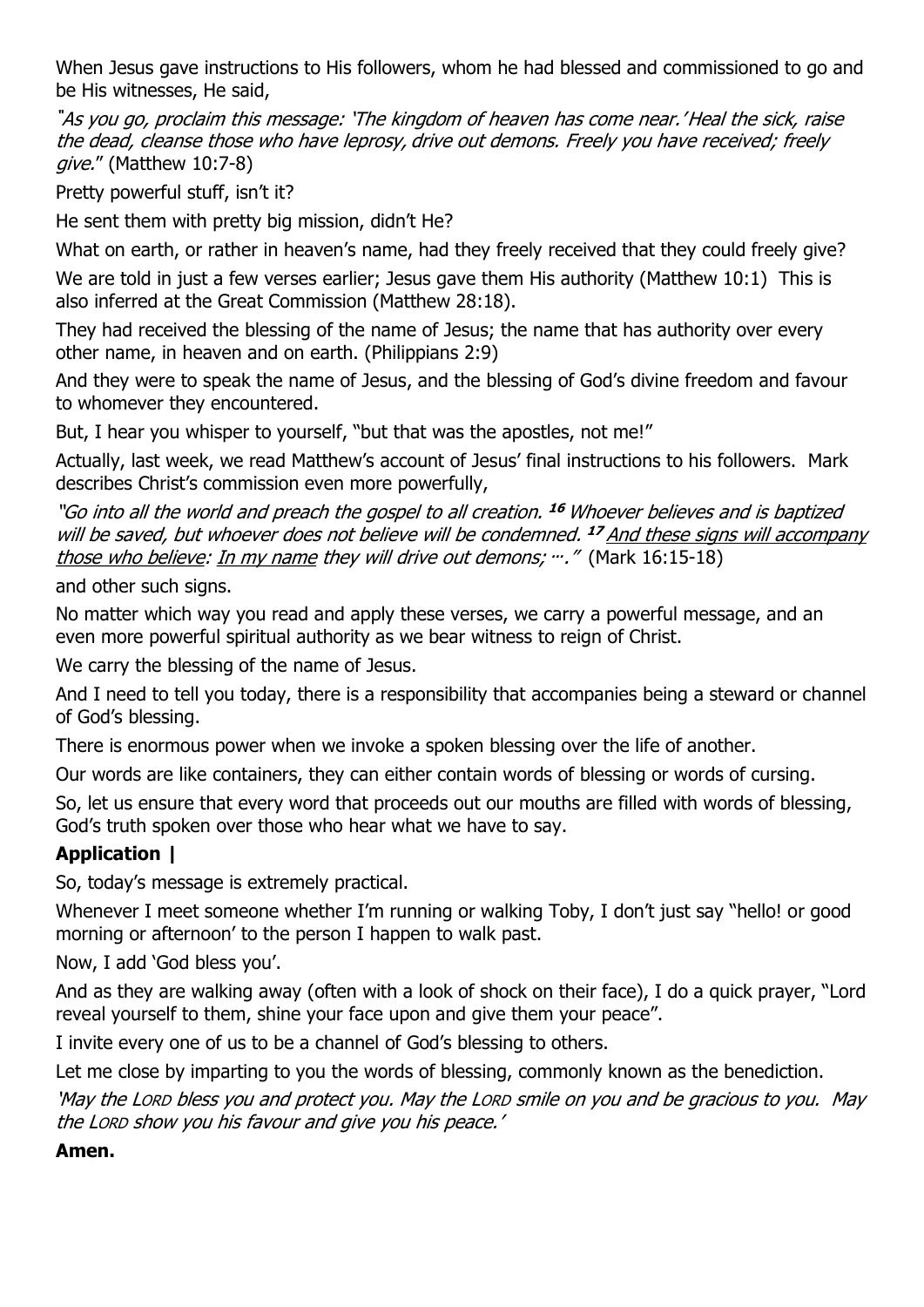When Jesus gave instructions to His followers, whom he had blessed and commissioned to go and be His witnesses, He said,

*"As you go, proclaim this message: 'The kingdom of heaven has come near.' Heal the sick, raise the dead, cleanse those who have leprosy, drive out demons. Freely you have received; freely give."* (Matthew 10:7-8)

Pretty powerful stuff, isn't it?

He sent them with pretty big mission, didn't He?

What on earth, or rather in heaven's name, had they freely received that they could freely give?

We are told in just a few verses earlier; Jesus gave them His authority (Matthew 10:1) This is also inferred at the Great Commission (Matthew 28:18).

They had received the blessing of the name of Jesus; the name that has authority over every other name, in heaven and on earth. (Philippians 2:9)

And they were to speak the name of Jesus, and the blessing of God's divine freedom and favour to whomever they encountered.

But, I hear you whisper to yourself, "but that was the apostles, not me!"

Actually, last week, we read Matthew's account of Jesus' final instructions to his followers. Mark describes Christ's commission even more powerfully,

*"Go into all the world and preach the gospel to all creation.* ***16*** *Whoever believes and is baptized will be saved, but whoever does not believe will be condemned.* ***17*** *<u>And these signs will accompany those who believe</u>: <u>In my name</u> they will drive out demons; ...."* (Mark 16:15-18)

and other such signs.

No matter which way you read and apply these verses, we carry a powerful message, and an even more powerful spiritual authority as we bear witness to reign of Christ.

We carry the blessing of the name of Jesus.

And I need to tell you today, there is a responsibility that accompanies being a steward or channel of God's blessing.

There is enormous power when we invoke a spoken blessing over the life of another.

Our words are like containers, they can either contain words of blessing or words of cursing.

So, let us ensure that every word that proceeds out our mouths are filled with words of blessing, God's truth spoken over those who hear what we have to say.

**Application |**

So, today's message is extremely practical.

Whenever I meet someone whether I'm running or walking Toby, I don't just say "hello! or good morning or afternoon' to the person I happen to walk past.

Now, I add 'God bless you'.

And as they are walking away (often with a look of shock on their face), I do a quick prayer, "Lord reveal yourself to them, shine your face upon and give them your peace".

I invite every one of us to be a channel of God's blessing to others.

Let me close by imparting to you the words of blessing, commonly known as the benediction.

*'May the LORD bless you and protect you. May the LORD smile on you and be gracious to you. May the LORD show you his favour and give you his peace.'*

**Amen.**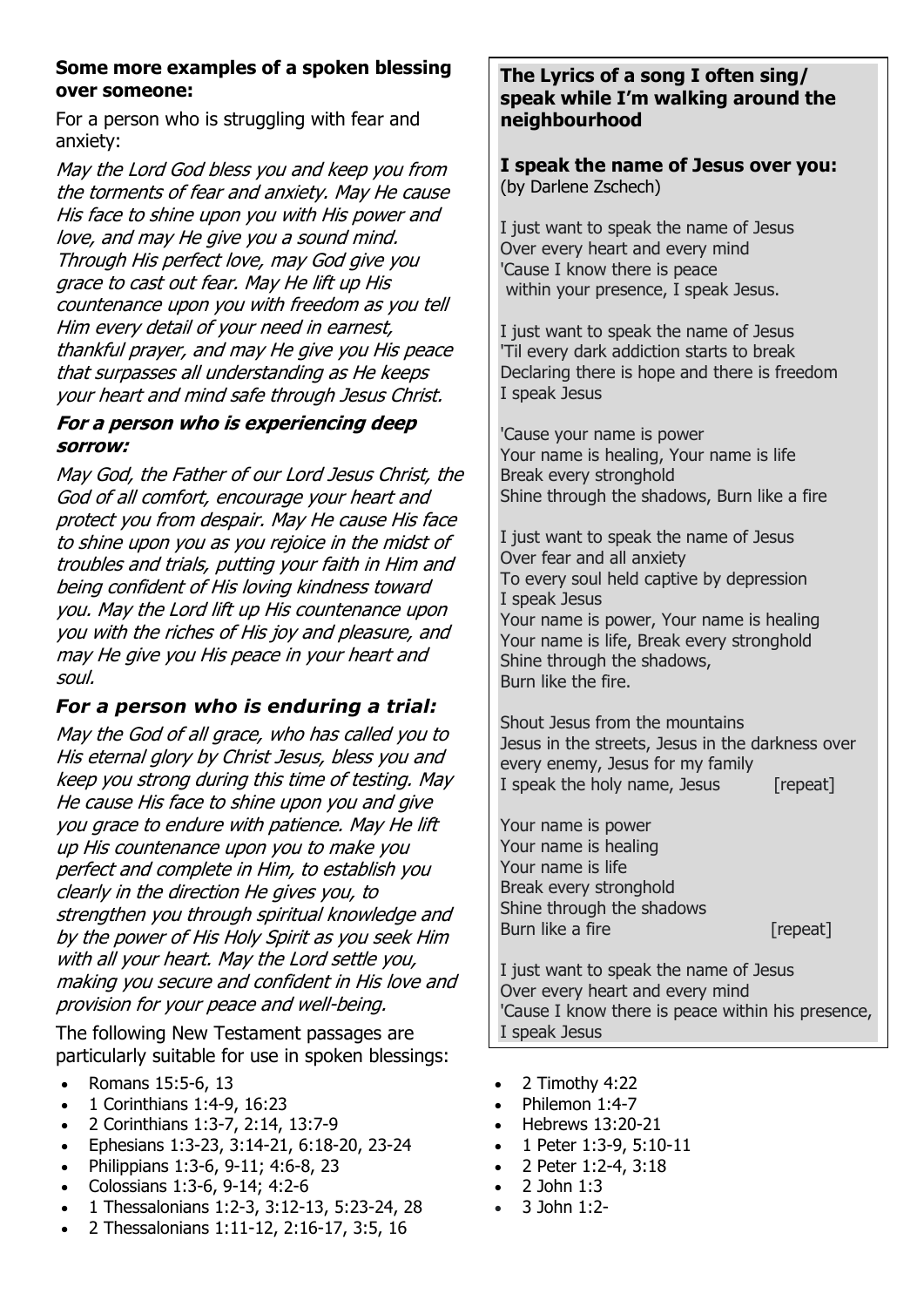**Some more examples of a spoken blessing over someone:**

For a person who is struggling with fear and anxiety:

*May the Lord God bless you and keep you from the torments of fear and anxiety. May He cause His face to shine upon you with His power and love, and may He give you a sound mind. Through His perfect love, may God give you grace to cast out fear. May He lift up His countenance upon you with freedom as you tell Him every detail of your need in earnest, thankful prayer, and may He give you His peace that surpasses all understanding as He keeps your heart and mind safe through Jesus Christ.*

***For a person who is experiencing deep sorrow:***

*May God, the Father of our Lord Jesus Christ, the God of all comfort, encourage your heart and protect you from despair. May He cause His face to shine upon you as you rejoice in the midst of troubles and trials, putting your faith in Him and being confident of His loving kindness toward you. May the Lord lift up His countenance upon you with the riches of His joy and pleasure, and may He give you His peace in your heart and soul.*

***For a person who is enduring a trial:***

*May the God of all grace, who has called you to His eternal glory by Christ Jesus, bless you and keep you strong during this time of testing. May He cause His face to shine upon you and give you grace to endure with patience. May He lift up His countenance upon you to make you perfect and complete in Him, to establish you clearly in the direction He gives you, to strengthen you through spiritual knowledge and by the power of His Holy Spirit as you seek Him with all your heart. May the Lord settle you, making you secure and confident in His love and provision for your peace and well-being.*

**The Lyrics of a song I often sing/ speak while I'm walking around the neighbourhood**

**I speak the name of Jesus over you:**
(by Darlene Zschech)

I just want to speak the name of Jesus
Over every heart and every mind
'Cause I know there is peace
within your presence, I speak Jesus.

I just want to speak the name of Jesus
'Til every dark addiction starts to break
Declaring there is hope and there is freedom
I speak Jesus

'Cause your name is power
Your name is healing, Your name is life
Break every stronghold
Shine through the shadows, Burn like a fire

I just want to speak the name of Jesus
Over fear and all anxiety
To every soul held captive by depression
I speak Jesus
Your name is power, Your name is healing
Your name is life, Break every stronghold
Shine through the shadows,
Burn like the fire.

Shout Jesus from the mountains
Jesus in the streets, Jesus in the darkness over every enemy, Jesus for my family
I speak the holy name, Jesus [repeat]

Your name is power
Your name is healing
Your name is life
Break every stronghold
Shine through the shadows
Burn like a fire [repeat]

I just want to speak the name of Jesus
Over every heart and every mind
'Cause I know there is peace within his presence,
I speak Jesus

The following New Testament passages are particularly suitable for use in spoken blessings:

- Romans 15:5-6, 13
- 1 Corinthians 1:4-9, 16:23
- 2 Corinthians 1:3-7, 2:14, 13:7-9
- Ephesians 1:3-23, 3:14-21, 6:18-20, 23-24
- Philippians 1:3-6, 9-11; 4:6-8, 23
- Colossians 1:3-6, 9-14; 4:2-6
- 1 Thessalonians 1:2-3, 3:12-13, 5:23-24, 28
- 2 Thessalonians 1:11-12, 2:16-17, 3:5, 16
- 2 Timothy 4:22
- Philemon 1:4-7
- Hebrews 13:20-21
- 1 Peter 1:3-9, 5:10-11
- 2 Peter 1:2-4, 3:18
- 2 John 1:3
- 3 John 1:2-